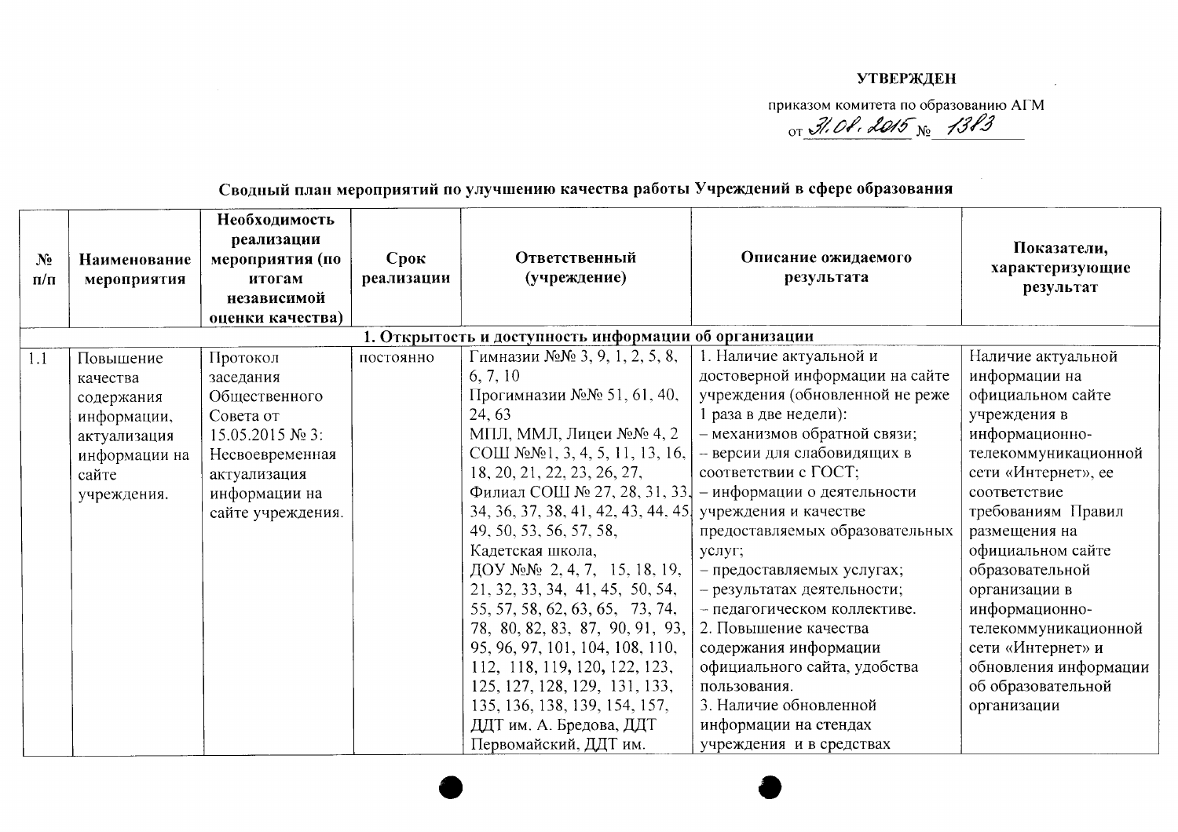**УТВЕРЖДЕН**

приказом комитета по образованию АГМ
от 31.08.2015 № 1383

## Сводный план мероприятий по улучшению качества работы Учреждений в сфере образования

| № п/п | Наименование мероприятия | Необходимость реализации мероприятия (по итогам независимой оценки качества) | Срок реализации | Ответственный (учреждение) | Описание ожидаемого результата | Показатели, характеризующие результат |
|---|---|---|---|---|---|---|
| **1. Открытость и доступность информации об организации** | | | | | | |
| 1.1 | Повышение качества содержания информации, актуализация информации на сайте учреждения. | Протокол заседания Общественного Совета от 15.05.2015 № 3: Несвоевременная актуализация информации на сайте учреждения. | постоянно | Гимназии №№ 3, 9, 1, 2, 5, 8, 6, 7, 10 Прогимназии №№ 51, 61, 40, 24, 63 МПЛ, ММЛ, Лицеи №№ 4, 2 СОШ №№1, 3, 4, 5, 11, 13, 16, 18, 20, 21, 22, 23, 26, 27, Филиал СОШ № 27, 28, 31, 33, 34, 36, 37, 38, 41, 42, 43, 44, 45, 49, 50, 53, 56, 57, 58, Кадетская школа, ДОУ №№ 2, 4, 7, 15, 18, 19, 21, 32, 33, 34, 41, 45, 50, 54, 55, 57, 58, 62, 63, 65, 73, 74, 78, 80, 82, 83, 87, 90, 91, 93, 95, 96, 97, 101, 104, 108, 110, 112, 118, 119, 120, 122, 123, 125, 127, 128, 129, 131, 133, 135, 136, 138, 139, 154, 157, ДДТ им. А. Бредова, ДДТ Первомайский, ДДТ им. | 1. Наличие актуальной и достоверной информации на сайте учреждения (обновленной не реже 1 раза в две недели):<br>– механизмов обратной связи;<br>– версии для слабовидящих в соответствии с ГОСТ;<br>– информации о деятельности учреждения и качестве предоставляемых образовательных услуг;<br>– предоставляемых услугах;<br>– результатах деятельности;<br>– педагогическом коллективе.<br>2. Повышение качества содержания информации официального сайта, удобства пользования.<br>3. Наличие обновленной информации на стендах учреждения и в средствах | Наличие актуальной информации на официальном сайте учреждения в информационно-телекоммуникационной сети «Интернет», ее соответствие требованиям Правил размещения на официальном сайте образовательной организации в информационно-телекоммуникационной сети «Интернет» и обновления информации об образовательной организации |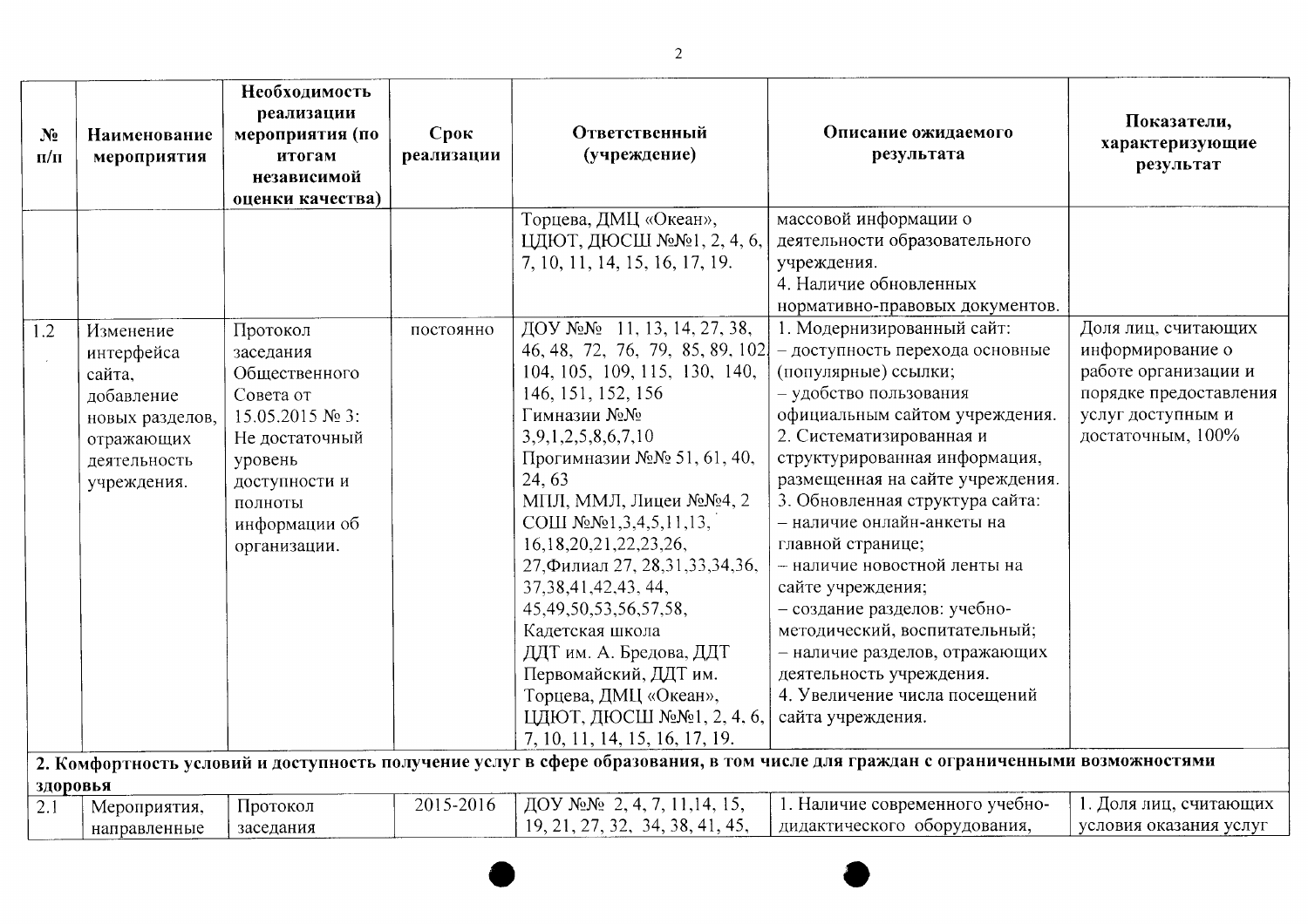| № п/п | Наименование мероприятия | Необходимость реализации мероприятия (по итогам независимой оценки качества) | Срок реализации | Ответственный (учреждение) | Описание ожидаемого результата | Показатели, характеризующие результат |
|---|---|---|---|---|---|---|
| | | | | Торцева, ДМЦ «Океан», ЦДЮТ, ДЮСШ №№1, 2, 4, 6, 7, 10, 11, 14, 15, 16, 17, 19. | массовой информации о деятельности образовательного учреждения.<br>4. Наличие обновленных нормативно-правовых документов. | |
| 1.2 | Изменение интерфейса сайта, добавление новых разделов, отражающих деятельность учреждения. | Протокол заседания Общественного Совета от 15.05.2015 № 3: Не достаточный уровень доступности и полноты информации об организации. | постоянно | ДОУ №№ 11, 13, 14, 27, 38, 46, 48, 72, 76, 79, 85, 89, 102, 104, 105, 109, 115, 130, 140, 146, 151, 152, 156<br>Гимназии №№ 3,9,1,2,5,8,6,7,10<br>Прогимназии №№ 51, 61, 40, 24, 63<br>МПЛ, ММЛ, Лицеи №№4, 2<br>СОШ №№1,3,4,5,11,13, 16,18,20,21,22,23,26, 27,Филиал 27, 28,31,33,34,36, 37,38,41,42.43, 44, 45,49,50,53,56,57,58,<br>Кадетская школа<br>ДДТ им. А. Бредова, ДДТ Первомайский, ДДТ им. Торцева, ДМЦ «Океан», ЦДЮТ, ДЮСШ №№1, 2, 4, 6, 7, 10, 11, 14, 15, 16, 17, 19. | 1. Модернизированный сайт:<br>– доступность перехода основные (популярные) ссылки;<br>– удобство пользования официальным сайтом учреждения.<br>2. Систематизированная и структурированная информация, размещенная на сайте учреждения.<br>3. Обновленная структура сайта:<br>– наличие онлайн-анкеты на главной странице;<br>– наличие новостной ленты на сайте учреждения;<br>– создание разделов: учебно-методический, воспитательный;<br>– наличие разделов, отражающих деятельность учреждения.<br>4. Увеличение числа посещений сайта учреждения. | Доля лиц, считающих информирование о работе организации и порядке предоставления услуг доступным и достаточным, 100% |
| **2. Комфортность условий и доступность получение услуг в сфере образования, в том числе для граждан с ограниченными возможностями здоровья** | | | | | | |
| 2.1 | Мероприятия, направленные | Протокол заседания | 2015-2016 | ДОУ №№ 2, 4, 7, 11,14, 15, 19, 21, 27, 32, 34, 38, 41, 45, | 1. Наличие современного учебно-дидактического оборудования, | 1. Доля лиц, считающих условия оказания услуг |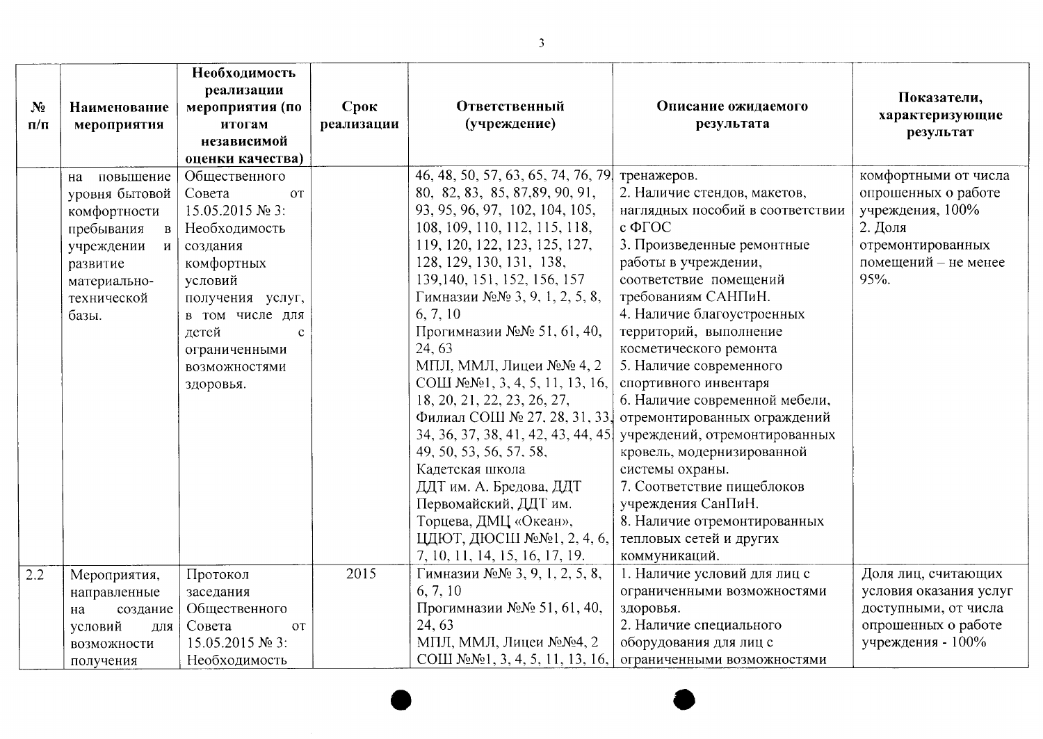| № п/п | Наименование мероприятия | Необходимость реализации мероприятия (по итогам независимой оценки качества) | Срок реализации | Ответственный (учреждение) | Описание ожидаемого результата | Показатели, характеризующие результат |
|---|---|---|---|---|---|---|
| | на повышение уровня бытовой комфортности пребывания в учреждении и развитие материально-технической базы. | Общественного Совета от 15.05.2015 № 3: Необходимость создания комфортных условий получения услуг, в том числе для детей с ограниченными возможностями здоровья. | | 46, 48, 50, 57, 63, 65, 74, 76, 79, 80, 82, 83, 85, 87,89, 90, 91, 93, 95, 96, 97, 102, 104, 105, 108, 109, 110, 112, 115, 118, 119, 120, 122, 123, 125, 127, 128, 129, 130, 131, 138, 139,140, 151, 152, 156, 157 Гимназии №№ 3, 9, 1, 2, 5, 8, 6, 7, 10 Прогимназии №№ 51, 61, 40, 24, 63 МПЛ, ММЛ, Лицеи №№ 4, 2 СОШ №№1, 3, 4, 5, 11, 13, 16, 18, 20, 21, 22, 23, 26, 27, Филиал СОШ № 27, 28, 31, 33, 34, 36, 37, 38, 41, 42, 43, 44, 45, 49, 50, 53, 56, 57, 58, Кадетская школа ДДТ им. А. Бредова, ДДТ Первомайский, ДДТ им. Торцева, ДМЦ «Океан», ЦДЮТ, ДЮСШ №№1, 2, 4, 6, 7, 10, 11, 14, 15, 16, 17, 19. | тренажеров. 2. Наличие стендов, макетов, наглядных пособий в соответствии с ФГОС 3. Произведенные ремонтные работы в учреждении, соответствие помещений требованиям САНПиН. 4. Наличие благоустроенных территорий, выполнение косметического ремонта 5. Наличие современного спортивного инвентаря 6. Наличие современной мебели, отремонтированных ограждений учреждений, отремонтированных кровель, модернизированной системы охраны. 7. Соответствие пищеблоков учреждения СанПиН. 8. Наличие отремонтированных тепловых сетей и других коммуникаций. | комфортными от числа опрошенных о работе учреждения, 100% 2. Доля отремонтированных помещений – не менее 95%. |
| 2.2 | Мероприятия, направленные на создание условий для возможности получения | Протокол заседания Общественного Совета от 15.05.2015 № 3: Необходимость | 2015 | Гимназии №№ 3, 9, 1, 2, 5, 8, 6, 7, 10 Прогимназии №№ 51, 61, 40, 24, 63 МПЛ, ММЛ, Лицеи №№4, 2 СОШ №№1, 3, 4, 5, 11, 13, 16, | 1. Наличие условий для лиц с ограниченными возможностями здоровья. 2. Наличие специального оборудования для лиц с ограниченными возможностями | Доля лиц, считающих условия оказания услуг доступными, от числа опрошенных о работе учреждения - 100% |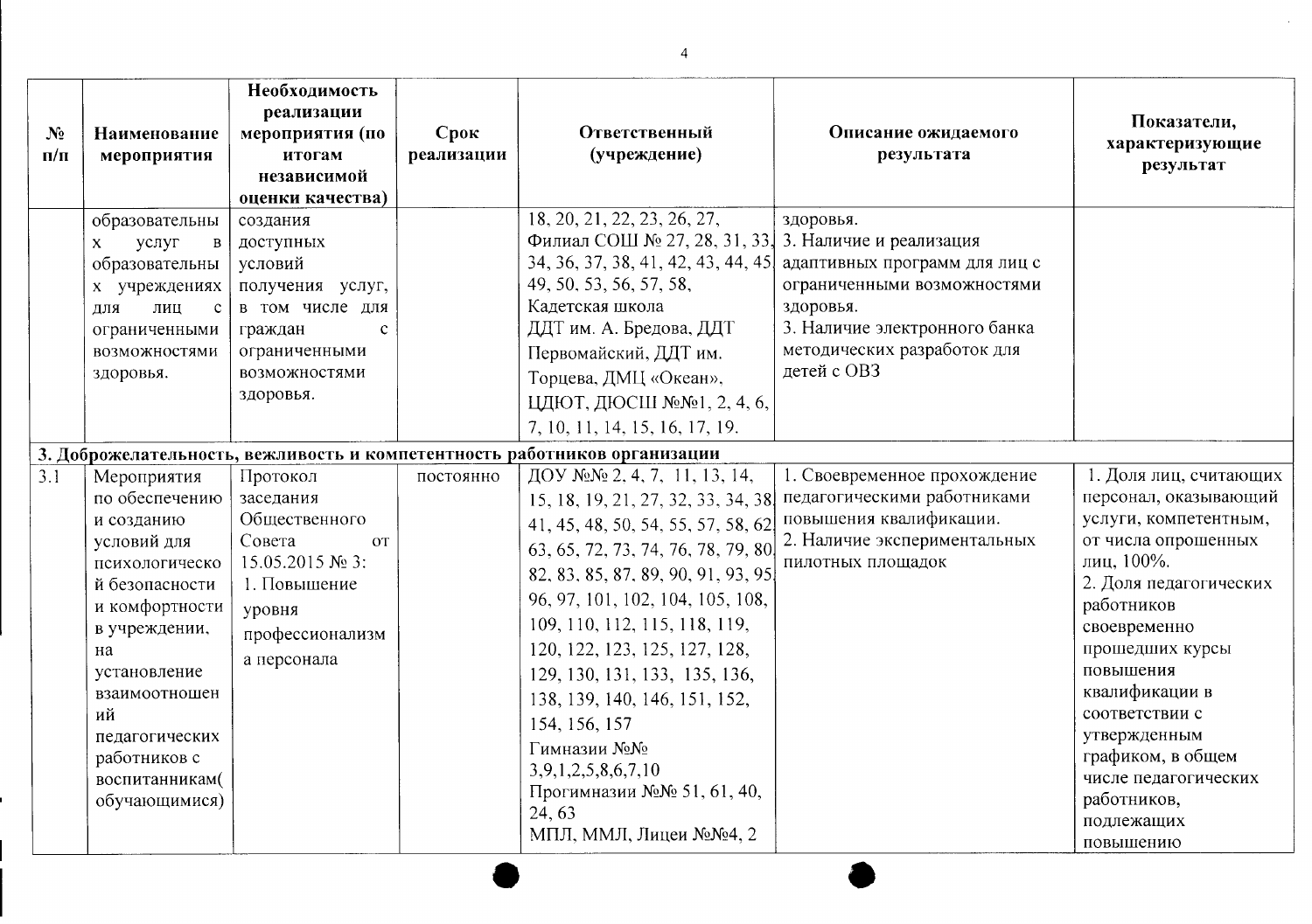| № п/п | Наименование мероприятия | Необходимость реализации мероприятия (по итогам независимой оценки качества) | Срок реализации | Ответственный (учреждение) | Описание ожидаемого результата | Показатели, характеризующие результат |
|---|---|---|---|---|---|---|
| | образовательных услуг в образовательных учреждениях для лиц с ограниченными возможностями здоровья. | создания доступных условий получения услуг, в том числе для граждан с ограниченными возможностями здоровья. | | 18, 20, 21, 22, 23, 26, 27, Филиал СОШ № 27, 28, 31, 33, 34, 36, 37, 38, 41, 42, 43, 44, 45, 49, 50, 53, 56, 57, 58, Кадетская школа ДДТ им. А. Бредова, ДДТ Первомайский, ДДТ им. Торцева, ДМЦ «Океан», ЦДЮТ, ДЮСШ №№1, 2, 4, 6, 7, 10, 11, 14, 15, 16, 17, 19. | здоровья. 3. Наличие и реализация адаптивных программ для лиц с ограниченными возможностями здоровья. 3. Наличие электронного банка методических разработок для детей с ОВЗ | |
| **3. Доброжелательность, вежливость и компетентность работников организации** | | | | | | |
| 3.1 | Мероприятия по обеспечению и созданию условий для психологической безопасности и комфортности в учреждении, на установление взаимоотношений педагогических работников с воспитанниками(обучающимися) | Протокол заседания Общественного Совета от 15.05.2015 № 3: 1. Повышение уровня профессионализма персонала | постоянно | ДОУ №№ 2, 4, 7, 11, 13, 14, 15, 18, 19, 21, 27, 32, 33, 34, 38, 41, 45, 48, 50, 54, 55, 57, 58, 62, 63, 65, 72, 73, 74, 76, 78, 79, 80, 82, 83, 85, 87, 89, 90, 91, 93, 95, 96, 97, 101, 102, 104, 105, 108, 109, 110, 112, 115, 118, 119, 120, 122, 123, 125, 127, 128, 129, 130, 131, 133, 135, 136, 138, 139, 140, 146, 151, 152, 154, 156, 157 Гимназии №№ 3,9,1,2,5,8,6,7,10 Прогимназии №№ 51, 61, 40, 24, 63 МПЛ, ММЛ, Лицеи №№4, 2 | 1. Своевременное прохождение педагогическими работниками повышения квалификации. 2. Наличие экспериментальных пилотных площадок | 1. Доля лиц, считающих персонал, оказывающий услуги, компетентным, от числа опрошенных лиц, 100%. 2. Доля педагогических работников своевременно прошедших курсы повышения квалификации в соответствии с утвержденным графиком, в общем числе педагогических работников, подлежащих повышению |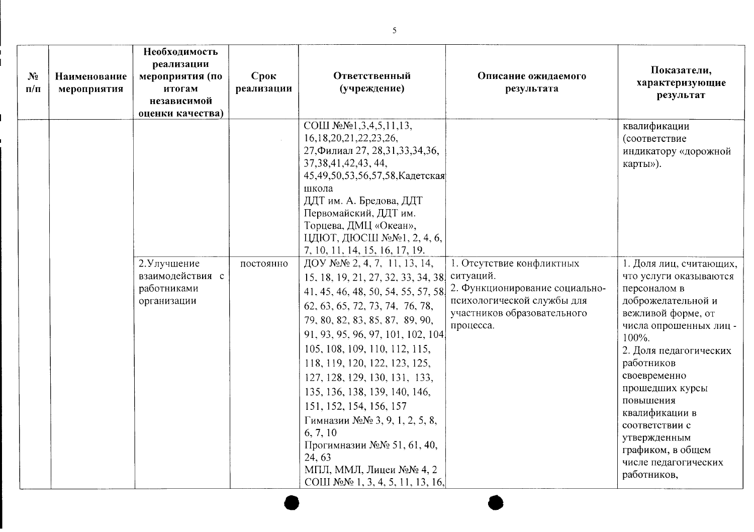| № п/п | Наименование мероприятия | Необходимость реализации мероприятия (по итогам независимой оценки качества) | Срок реализации | Ответственный (учреждение) | Описание ожидаемого результата | Показатели, характеризующие результат |
|---|---|---|---|---|---|---|
| | | | | СОШ №№1,3,4,5,11,13, 16,18,20,21,22,23,26, 27,Филиал 27, 28,31,33,34,36, 37,38,41,42,43, 44, 45,49,50,53,56,57,58,Кадетская школа ДДТ им. А. Бредова, ДДТ Первомайский, ДДТ им. Торцева, ДМЦ «Океан», ЦДЮТ, ДЮСШ №№1, 2, 4, 6, 7, 10, 11, 14, 15, 16, 17, 19. | | квалификации (соответствие индикатору «дорожной карты»). |
| | | 2.Улучшение взаимодействия с работниками организации | постоянно | ДОУ №№ 2, 4, 7, 11, 13, 14, 15, 18, 19, 21, 27, 32, 33, 34, 38, 41, 45, 46, 48, 50, 54, 55, 57, 58, 62, 63, 65, 72, 73, 74, 76, 78, 79, 80, 82, 83, 85, 87, 89, 90, 91, 93, 95, 96, 97, 101, 102, 104, 105, 108, 109, 110, 112, 115, 118, 119, 120, 122, 123, 125, 127, 128, 129, 130, 131, 133, 135, 136, 138, 139, 140, 146, 151, 152, 154, 156, 157 Гимназии №№ 3, 9, 1, 2, 5, 8, 6, 7, 10 Прогимназии №№ 51, 61, 40, 24, 63 МПЛ, ММЛ, Лицеи №№ 4, 2 СОШ №№ 1, 3, 4, 5, 11, 13, 16, | 1. Отсутствие конфликтных ситуаций. 2. Функционирование социально-психологической службы для участников образовательного процесса. | 1. Доля лиц, считающих, что услуги оказываются персоналом в доброжелательной и вежливой форме, от числа опрошенных лиц - 100%. 2. Доля педагогических работников своевременно прошедших курсы повышения квалификации в соответствии с утвержденным графиком, в общем числе педагогических работников, |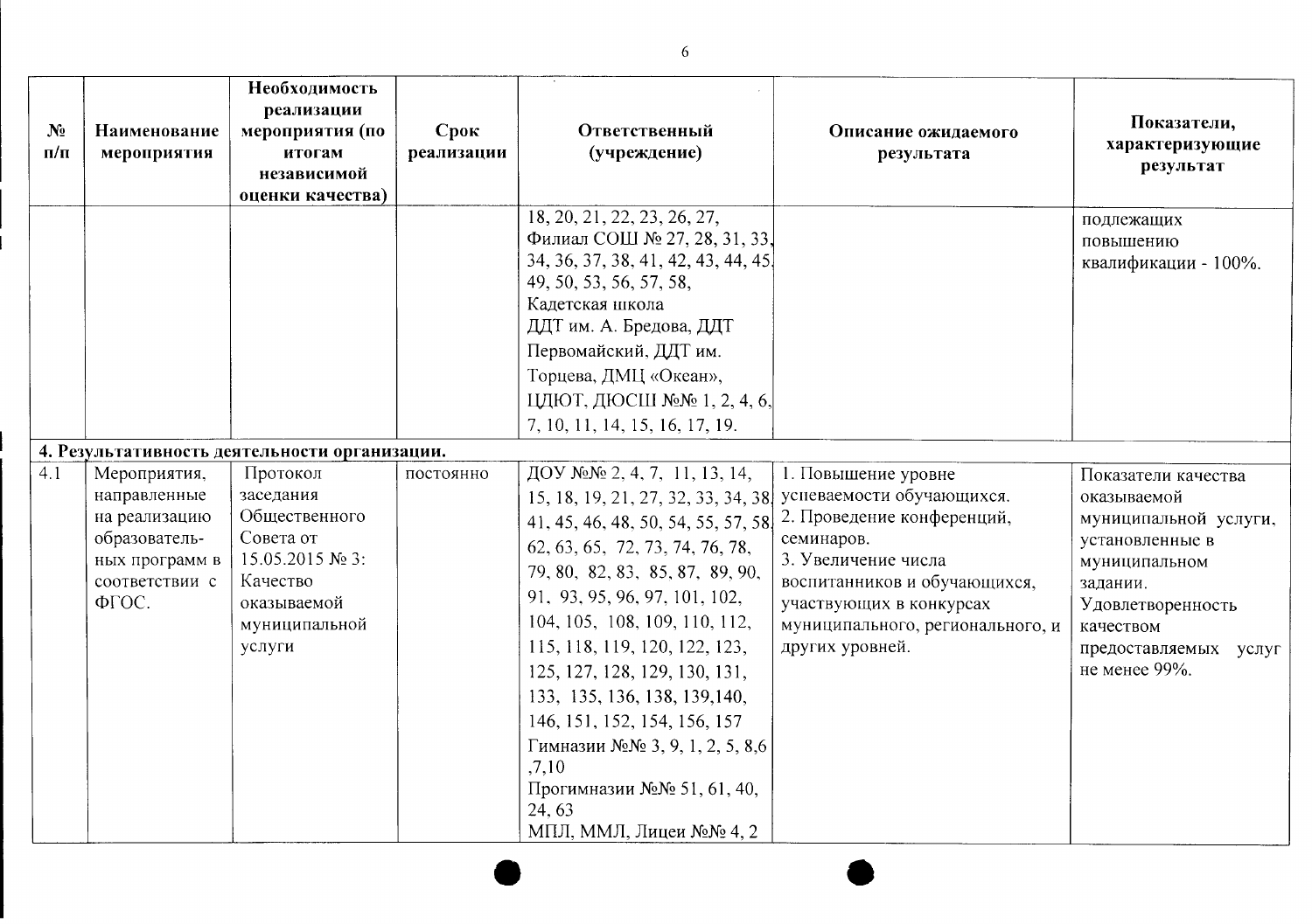| № п/п | Наименование мероприятия | Необходимость реализации мероприятия (по итогам независимой оценки качества) | Срок реализации | Ответственный (учреждение) | Описание ожидаемого результата | Показатели, характеризующие результат |
|---|---|---|---|---|---|---|
| | | | | 18, 20, 21, 22, 23, 26, 27, Филиал СОШ № 27, 28, 31, 33, 34, 36, 37, 38, 41, 42, 43, 44, 45, 49, 50, 53, 56, 57, 58, Кадетская школа ДДТ им. А. Бредова, ДДТ Первомайский, ДДТ им. Торцева, ДМЦ «Океан», ЦДЮТ, ДЮСШ №№ 1, 2, 4, 6, 7, 10, 11, 14, 15, 16, 17, 19. | | подлежащих повышению квалификации - 100%. |
| **4. Результативность деятельности организации.** | | | | | | |
| 4.1 | Мероприятия, направленные на реализацию образователь-ных программ в соответствии с ФГОС. | Протокол заседания Общественного Совета от 15.05.2015 № 3: Качество оказываемой муниципальной услуги | постоянно | ДОУ №№ 2, 4, 7, 11, 13, 14, 15, 18, 19, 21, 27, 32, 33, 34, 38, 41, 45, 46, 48, 50, 54, 55, 57, 58, 62, 63, 65, 72, 73, 74, 76, 78, 79, 80, 82, 83, 85, 87, 89, 90, 91, 93, 95, 96, 97, 101, 102, 104, 105, 108, 109, 110, 112, 115, 118, 119, 120, 122, 123, 125, 127, 128, 129, 130, 131, 133, 135, 136, 138, 139,140, 146, 151, 152, 154, 156, 157 Гимназии №№ 3, 9, 1, 2, 5, 8,6 ,7,10 Прогимназии №№ 51, 61, 40, 24, 63 МПЛ, ММЛ, Лицеи №№ 4, 2 | 1. Повышение уровне успеваемости обучающихся. 2. Проведение конференций, семинаров. 3. Увеличение числа воспитанников и обучающихся, участвующих в конкурсах муниципального, регионального, и других уровней. | Показатели качества оказываемой муниципальной услуги, установленные в муниципальном задании. Удовлетворенность качеством предоставляемых услуг не менее 99%. |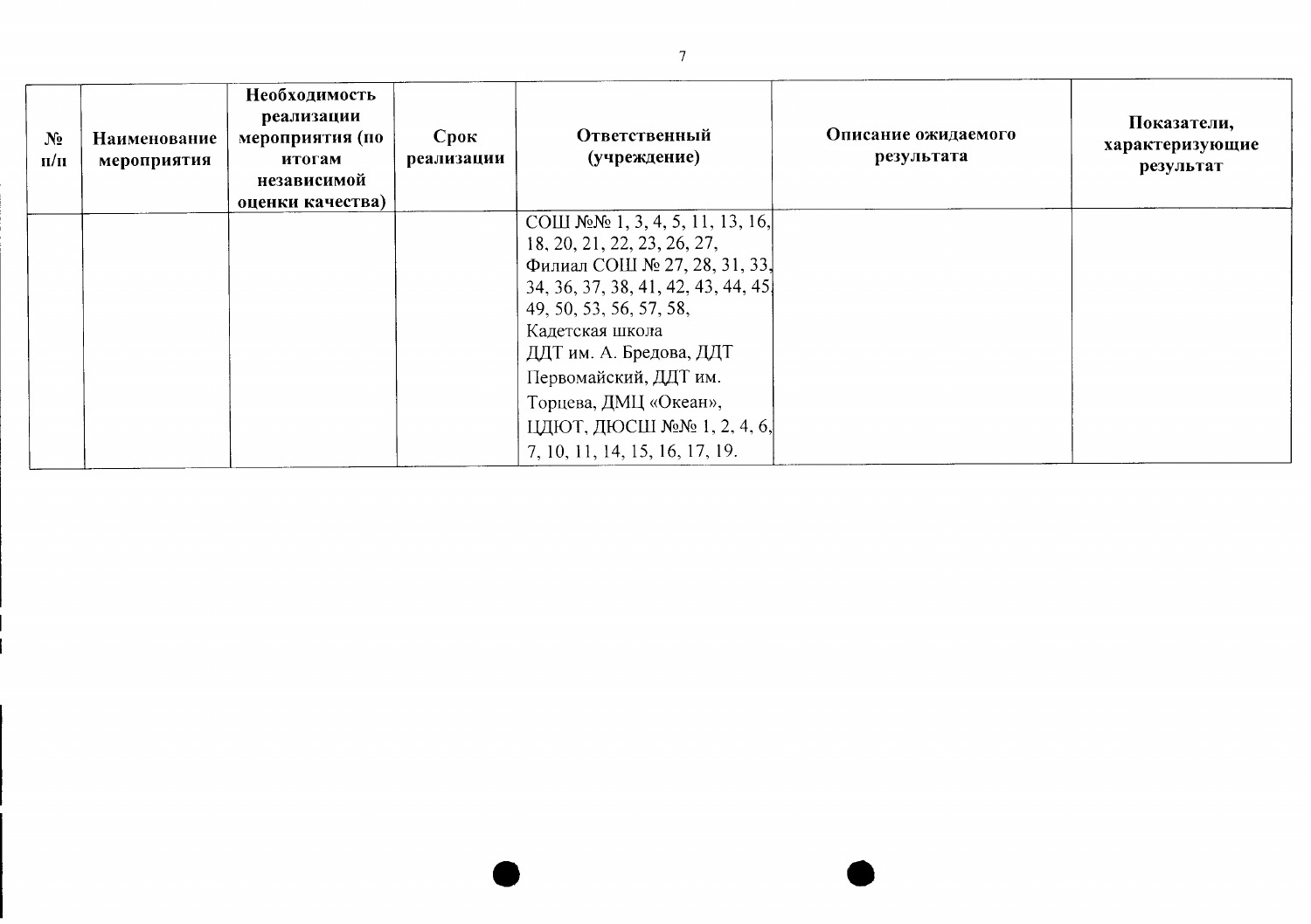| № п/п | Наименование мероприятия | Необходимость реализации мероприятия (по итогам независимой оценки качества) | Срок реализации | Ответственный (учреждение) | Описание ожидаемого результата | Показатели, характеризующие результат |
|---|---|---|---|---|---|---|
| | | | | СОШ №№ 1, 3, 4, 5, 11, 13, 16, 18, 20, 21, 22, 23, 26, 27, Филиал СОШ № 27, 28, 31, 33, 34, 36, 37, 38, 41, 42, 43, 44, 45, 49, 50, 53, 56, 57, 58, Кадетская школа ДДТ им. А. Бредова, ДДТ Первомайский, ДДТ им. Торцева, ДМЦ «Океан», ЦДЮТ, ДЮСШ №№ 1, 2, 4, 6, 7, 10, 11, 14, 15, 16, 17, 19. | | |